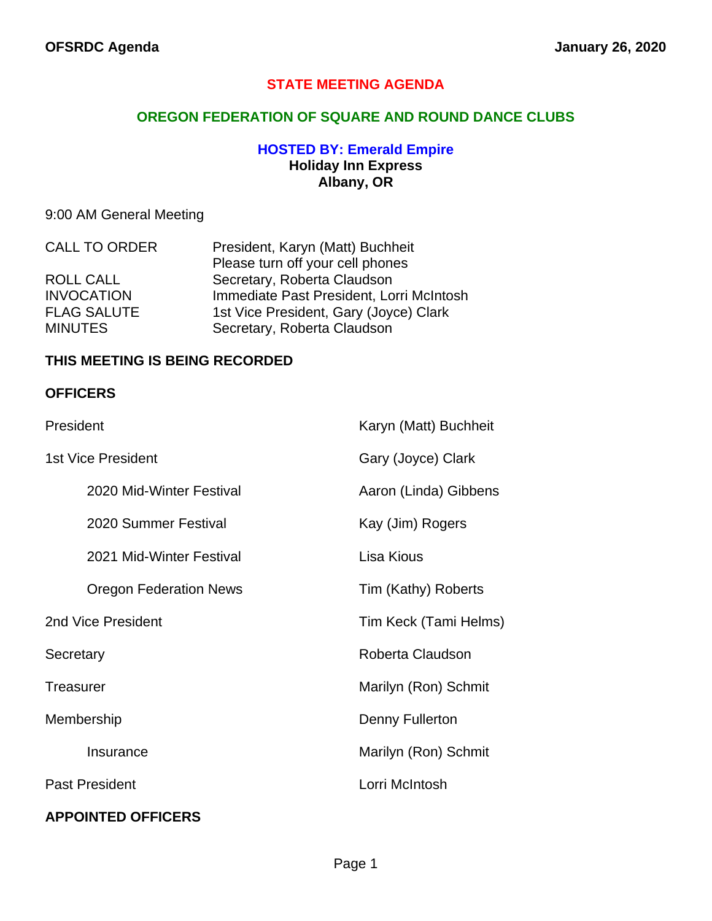# STATE MEETING AGENDA

## OREGON FEDERATION OF SQUARE AND ROUND DANCE CLUBS

**HOSTED BY: Emerald Empire**
**Holiday Inn Express**
**Albany, OR**

9:00 AM General Meeting

| | |
|---|---|
| CALL TO ORDER | President, Karyn (Matt) Buchheit<br>Please turn off your cell phones |
| ROLL CALL | Secretary, Roberta Claudson |
| INVOCATION | Immediate Past President, Lorri McIntosh |
| FLAG SALUTE | 1st Vice President, Gary (Joyce) Clark |
| MINUTES | Secretary, Roberta Claudson |

**THIS MEETING IS BEING RECORDED**

**OFFICERS**

| | |
|---|---|
| President | Karyn (Matt) Buchheit |
| 1st Vice President | Gary (Joyce) Clark |
| 2020 Mid-Winter Festival | Aaron (Linda) Gibbens |
| 2020 Summer Festival | Kay (Jim) Rogers |
| 2021 Mid-Winter Festival | Lisa Kious |
| Oregon Federation News | Tim (Kathy) Roberts |
| 2nd Vice President | Tim Keck (Tami Helms) |
| Secretary | Roberta Claudson |
| Treasurer | Marilyn (Ron) Schmit |
| Membership | Denny Fullerton |
| Insurance | Marilyn (Ron) Schmit |
| Past President | Lorri McIntosh |

**APPOINTED OFFICERS**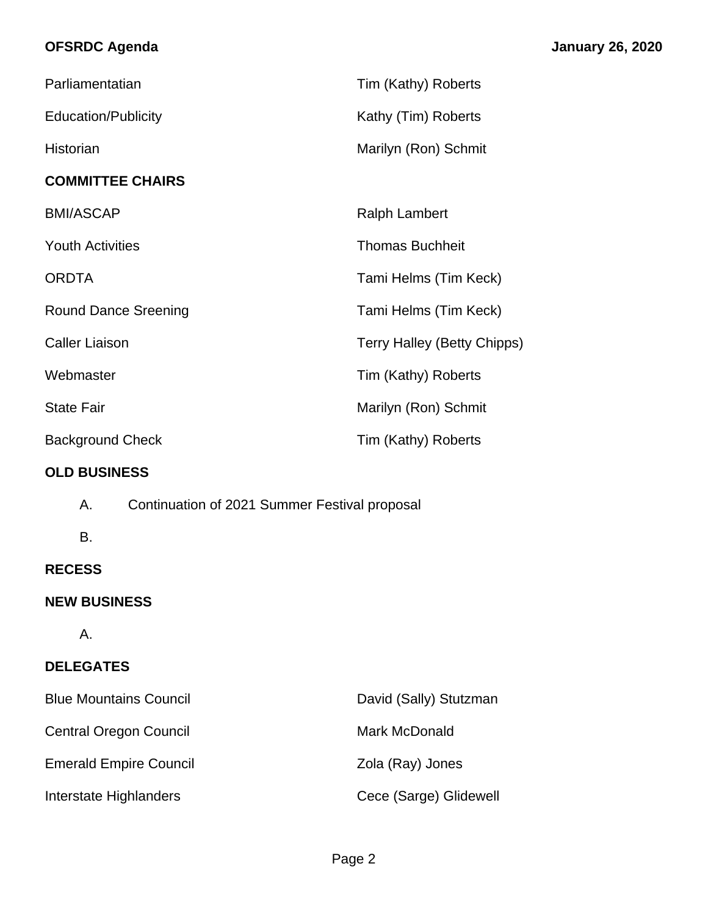| | |
|---|---|
| Parliamentatian | Tim (Kathy) Roberts |
| Education/Publicity | Kathy (Tim) Roberts |
| Historian | Marilyn (Ron) Schmit |

## COMMITTEE CHAIRS

| | |
|---|---|
| BMI/ASCAP | Ralph Lambert |
| Youth Activities | Thomas Buchheit |
| ORDTA | Tami Helms (Tim Keck) |
| Round Dance Sreening | Tami Helms (Tim Keck) |
| Caller Liaison | Terry Halley (Betty Chipps) |
| Webmaster | Tim (Kathy) Roberts |
| State Fair | Marilyn (Ron) Schmit |
| Background Check | Tim (Kathy) Roberts |

## OLD BUSINESS

A. Continuation of 2021 Summer Festival proposal

B.

## RECESS

## NEW BUSINESS

A.

## DELEGATES

| | |
|---|---|
| Blue Mountains Council | David (Sally) Stutzman |
| Central Oregon Council | Mark McDonald |
| Emerald Empire Council | Zola (Ray) Jones |
| Interstate Highlanders | Cece (Sarge) Glidewell |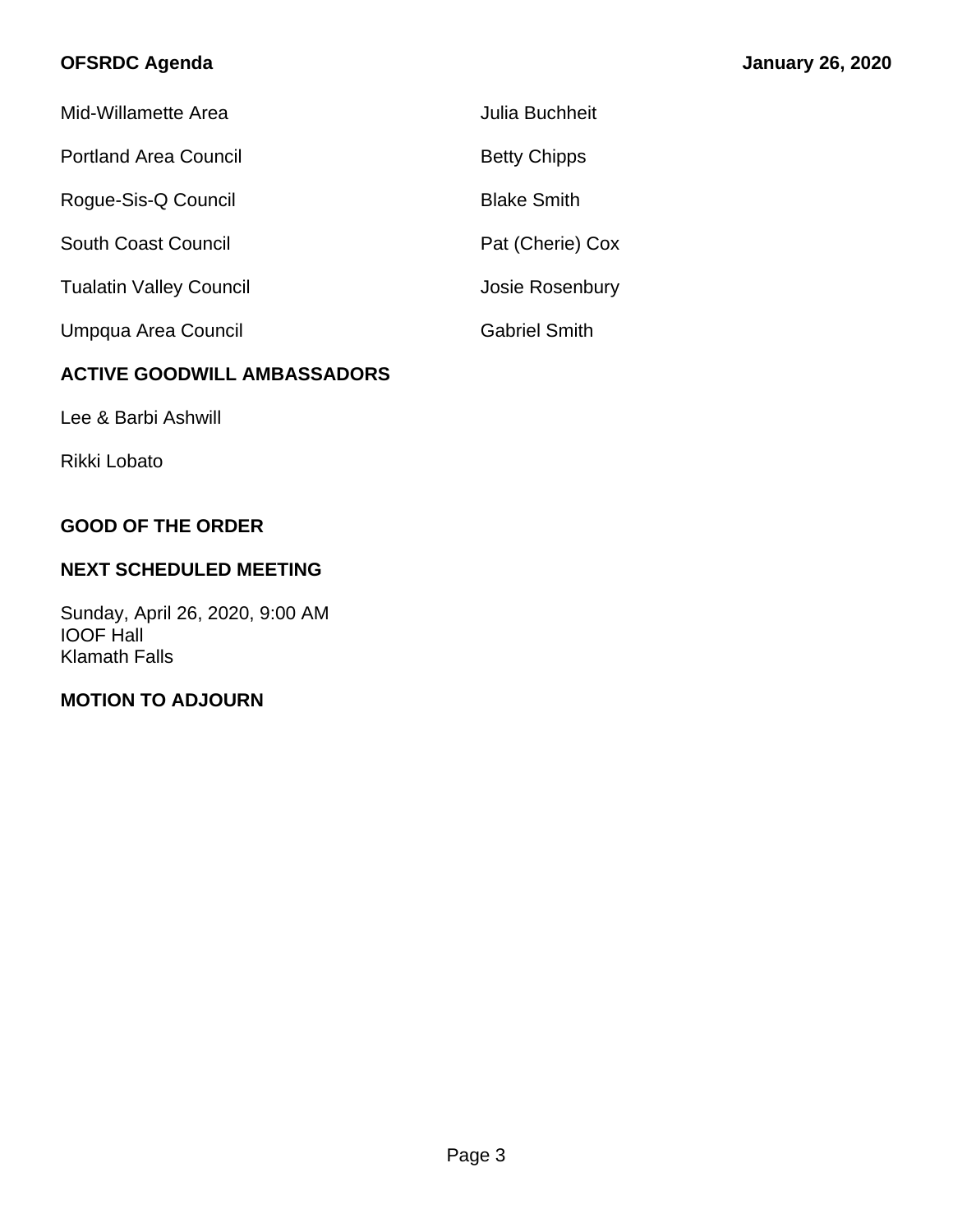| | |
|---|---|
| Mid-Willamette Area | Julia Buchheit |
| Portland Area Council | Betty Chipps |
| Rogue-Sis-Q Council | Blake Smith |
| South Coast Council | Pat (Cherie) Cox |
| Tualatin Valley Council | Josie Rosenbury |
| Umpqua Area Council | Gabriel Smith |

## ACTIVE GOODWILL AMBASSADORS

Lee & Barbi Ashwill

Rikki Lobato

## GOOD OF THE ORDER

## NEXT SCHEDULED MEETING

Sunday, April 26, 2020, 9:00 AM
IOOF Hall
Klamath Falls

## MOTION TO ADJOURN